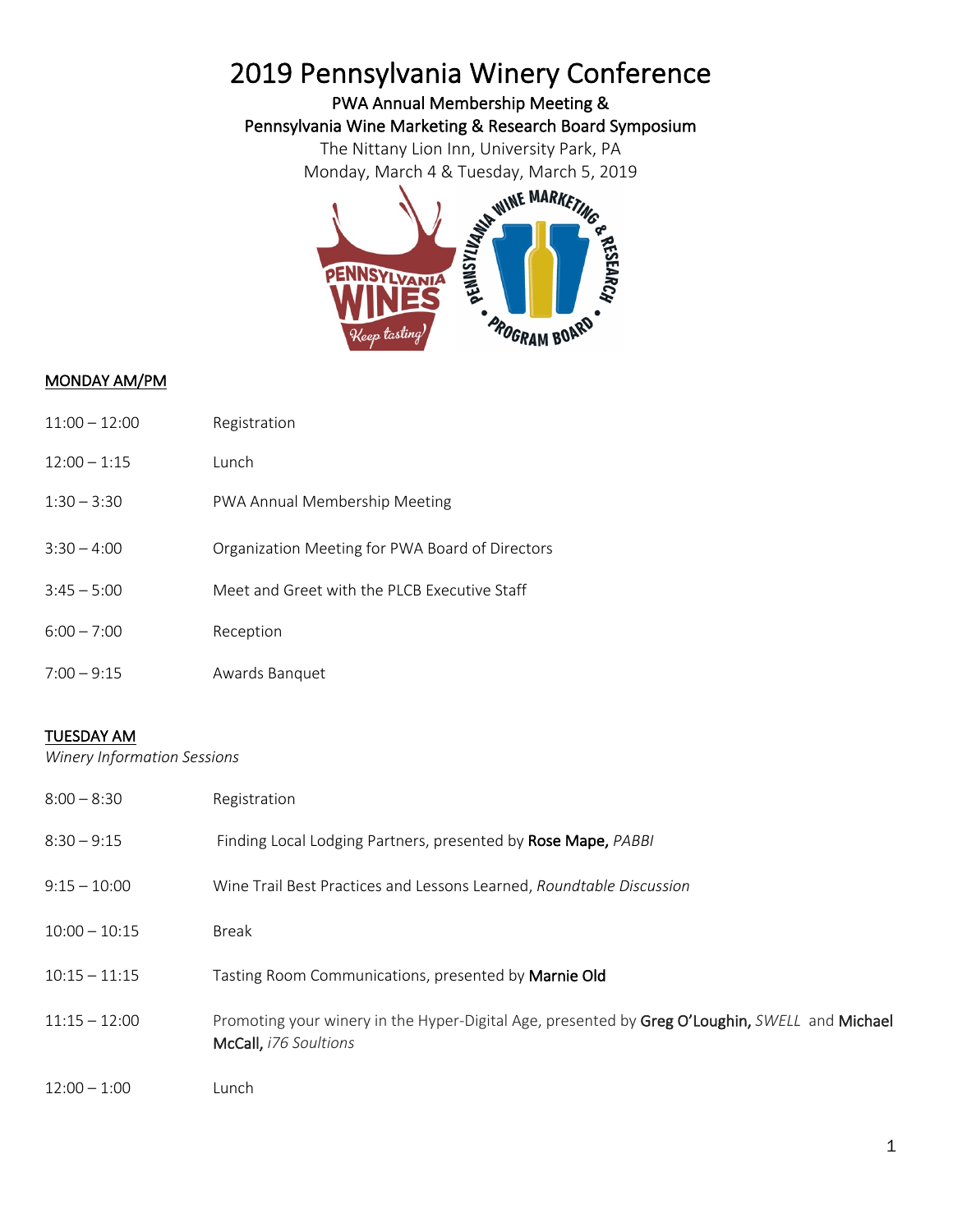# 2019 Pennsylvania Winery Conference

**PWA Annual Membership Meeting &**
**Pennsylvania Wine Marketing & Research Board Symposium**

The Nittany Lion Inn, University Park, PA

Monday, March 4 & Tuesday, March 5, 2019

## MONDAY AM/PM

| | |
|---|---|
| 11:00 – 12:00 | Registration |
| 12:00 – 1:15 | Lunch |
| 1:30 – 3:30 | PWA Annual Membership Meeting |
| 3:30 – 4:00 | Organization Meeting for PWA Board of Directors |
| 3:45 – 5:00 | Meet and Greet with the PLCB Executive Staff |
| 6:00 – 7:00 | Reception |
| 7:00 – 9:15 | Awards Banquet |

## TUESDAY AM

*Winery Information Sessions*

| | |
|---|---|
| 8:00 – 8:30 | Registration |
| 8:30 – 9:15 | Finding Local Lodging Partners, presented by **Rose Mape,** *PABBI* |
| 9:15 – 10:00 | Wine Trail Best Practices and Lessons Learned, *Roundtable Discussion* |
| 10:00 – 10:15 | Break |
| 10:15 – 11:15 | Tasting Room Communications, presented by **Marnie Old** |
| 11:15 – 12:00 | Promoting your winery in the Hyper-Digital Age, presented by **Greg O'Loughin,** *SWELL* and **Michael McCall,** *i76 Soultions* |
| 12:00 – 1:00 | Lunch |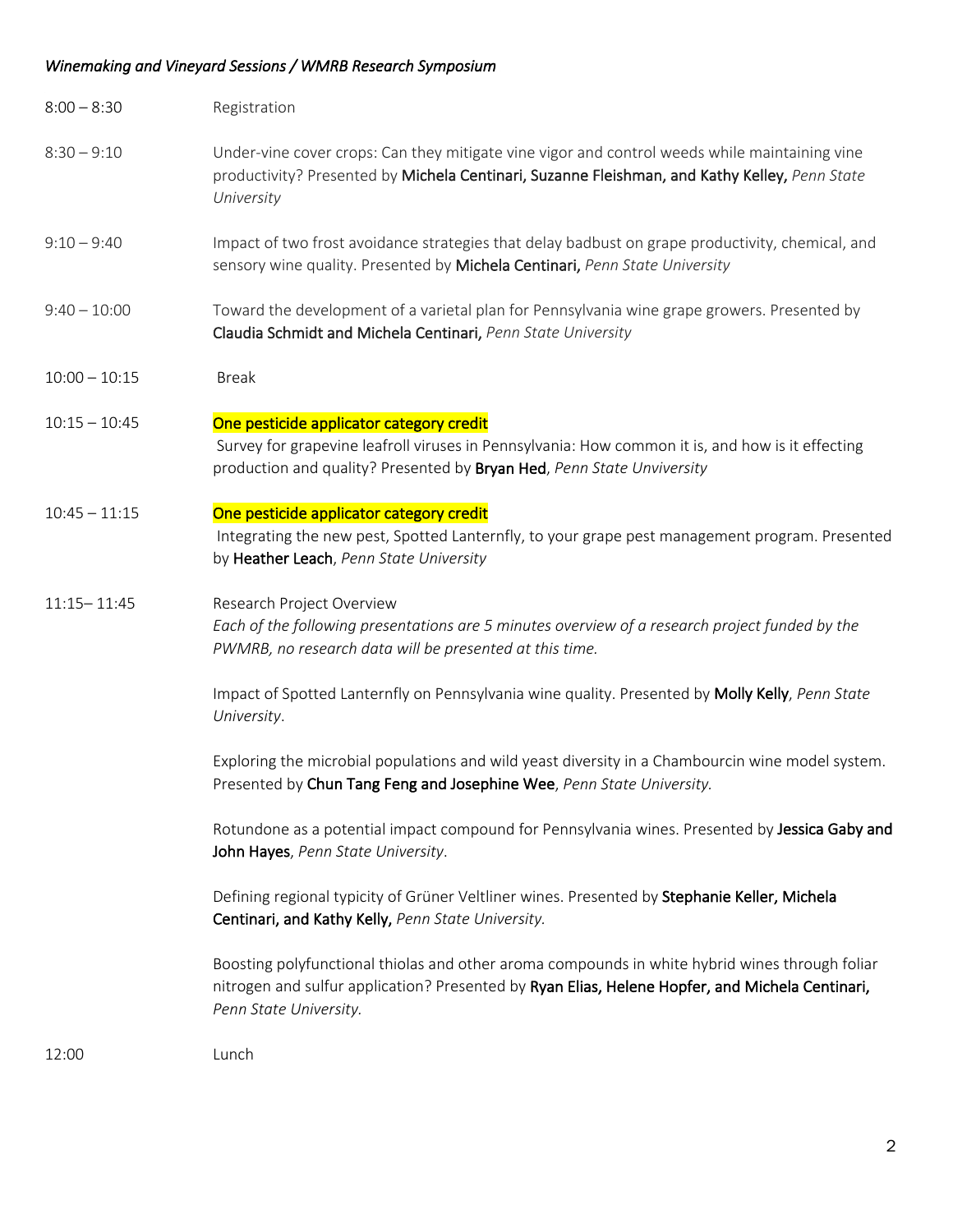*Winemaking and Vineyard Sessions / WMRB Research Symposium*

| | |
|---|---|
| 8:00 – 8:30 | Registration |
| 8:30 – 9:10 | Under-vine cover crops: Can they mitigate vine vigor and control weeds while maintaining vine productivity? Presented by **Michela Centinari, Suzanne Fleishman, and Kathy Kelley,** *Penn State University* |
| 9:10 – 9:40 | Impact of two frost avoidance strategies that delay badbust on grape productivity, chemical, and sensory wine quality. Presented by **Michela Centinari,** *Penn State University* |
| 9:40 – 10:00 | Toward the development of a varietal plan for Pennsylvania wine grape growers. Presented by **Claudia Schmidt and Michela Centinari,** *Penn State University* |
| 10:00 – 10:15 | Break |
| 10:15 – 10:45 | One pesticide applicator category credit<br>Survey for grapevine leafroll viruses in Pennsylvania: How common it is, and how is it effecting production and quality? Presented by **Bryan Hed**, *Penn State Unviversity* |
| 10:45 – 11:15 | One pesticide applicator category credit<br>Integrating the new pest, Spotted Lanternfly, to your grape pest management program. Presented by **Heather Leach**, *Penn State University* |
| 11:15– 11:45 | Research Project Overview<br>*Each of the following presentations are 5 minutes overview of a research project funded by the PWMRB, no research data will be presented at this time.*<br><br>Impact of Spotted Lanternfly on Pennsylvania wine quality. Presented by **Molly Kelly**, *Penn State University*.<br><br>Exploring the microbial populations and wild yeast diversity in a Chambourcin wine model system. Presented by **Chun Tang Feng and Josephine Wee**, *Penn State University.*<br><br>Rotundone as a potential impact compound for Pennsylvania wines. Presented by **Jessica Gaby and John Hayes**, *Penn State University*.<br><br>Defining regional typicity of Grüner Veltliner wines. Presented by **Stephanie Keller, Michela Centinari, and Kathy Kelly,** *Penn State University.*<br><br>Boosting polyfunctional thiolas and other aroma compounds in white hybrid wines through foliar nitrogen and sulfur application? Presented by **Ryan Elias, Helene Hopfer, and Michela Centinari,** *Penn State University.* |
| 12:00 | Lunch |